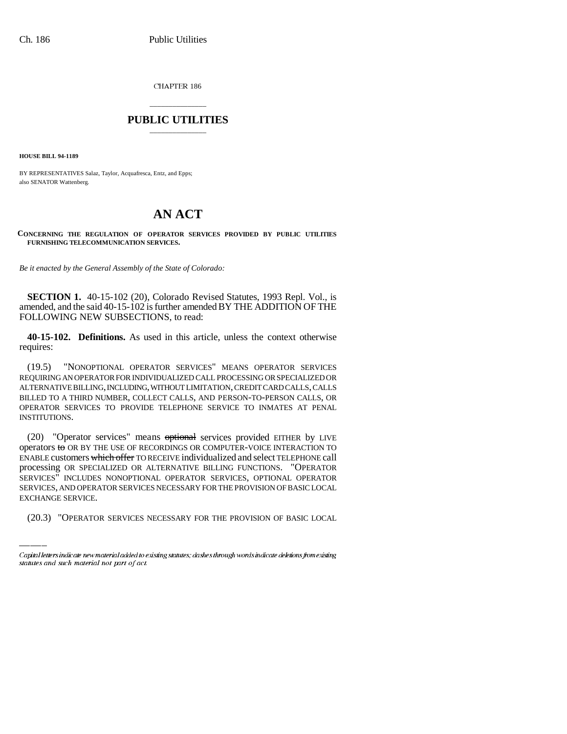CHAPTER 186

# PUBLIC UTILITIES

**HOUSE BILL 94-1189**

BY REPRESENTATIVES Salaz, Taylor, Acquafresca, Entz, and Epps;
also SENATOR Wattenberg.

# AN ACT

**CONCERNING THE REGULATION OF OPERATOR SERVICES PROVIDED BY PUBLIC UTILITIES FURNISHING TELECOMMUNICATION SERVICES.**

*Be it enacted by the General Assembly of the State of Colorado:*

**SECTION 1.** 40-15-102 (20), Colorado Revised Statutes, 1993 Repl. Vol., is amended, and the said 40-15-102 is further amended BY THE ADDITION OF THE FOLLOWING NEW SUBSECTIONS, to read:

**40-15-102. Definitions.** As used in this article, unless the context otherwise requires:

(19.5) "NONOPTIONAL OPERATOR SERVICES" MEANS OPERATOR SERVICES REQUIRING AN OPERATOR FOR INDIVIDUALIZED CALL PROCESSING OR SPECIALIZED OR ALTERNATIVE BILLING, INCLUDING, WITHOUT LIMITATION, CREDIT CARD CALLS, CALLS BILLED TO A THIRD NUMBER, COLLECT CALLS, AND PERSON-TO-PERSON CALLS, OR OPERATOR SERVICES TO PROVIDE TELEPHONE SERVICE TO INMATES AT PENAL INSTITUTIONS.

(20) "Operator services" means ~~optional~~ services provided EITHER by LIVE operators ~~to~~ OR BY THE USE OF RECORDINGS OR COMPUTER-VOICE INTERACTION TO ENABLE customers ~~which offer~~ TO RECEIVE individualized and select TELEPHONE call processing OR SPECIALIZED OR ALTERNATIVE BILLING FUNCTIONS. "OPERATOR SERVICES" INCLUDES NONOPTIONAL OPERATOR SERVICES, OPTIONAL OPERATOR SERVICES, AND OPERATOR SERVICES NECESSARY FOR THE PROVISION OF BASIC LOCAL EXCHANGE SERVICE.

(20.3) "OPERATOR SERVICES NECESSARY FOR THE PROVISION OF BASIC LOCAL

Capital letters indicate new material added to existing statutes; dashes through words indicate deletions from existing statutes and such material not part of act.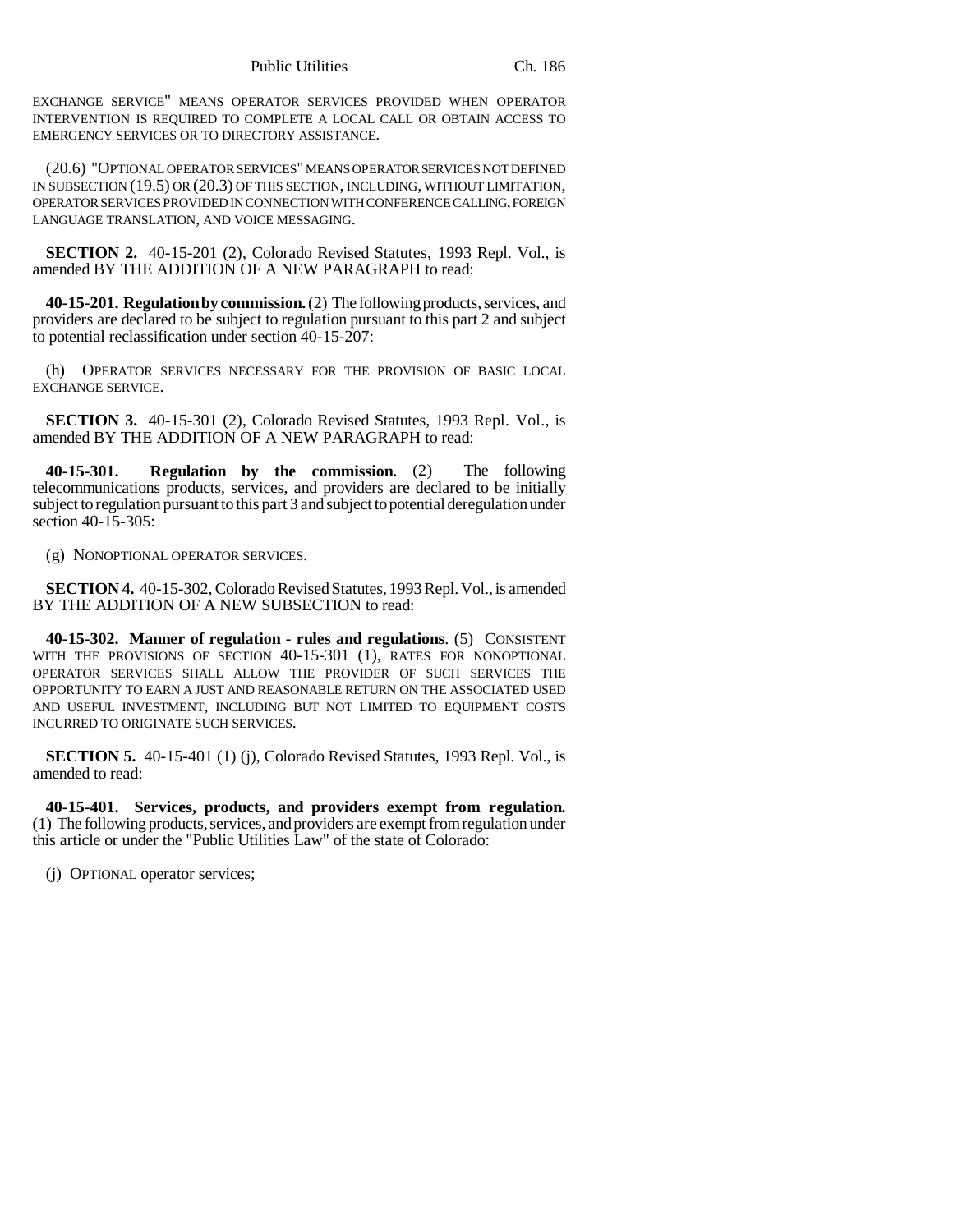EXCHANGE SERVICE" MEANS OPERATOR SERVICES PROVIDED WHEN OPERATOR INTERVENTION IS REQUIRED TO COMPLETE A LOCAL CALL OR OBTAIN ACCESS TO EMERGENCY SERVICES OR TO DIRECTORY ASSISTANCE.

(20.6) "OPTIONAL OPERATOR SERVICES" MEANS OPERATOR SERVICES NOT DEFINED IN SUBSECTION (19.5) OR (20.3) OF THIS SECTION, INCLUDING, WITHOUT LIMITATION, OPERATOR SERVICES PROVIDED IN CONNECTION WITH CONFERENCE CALLING, FOREIGN LANGUAGE TRANSLATION, AND VOICE MESSAGING.

**SECTION 2.** 40-15-201 (2), Colorado Revised Statutes, 1993 Repl. Vol., is amended BY THE ADDITION OF A NEW PARAGRAPH to read:

**40-15-201. Regulation by commission.** (2) The following products, services, and providers are declared to be subject to regulation pursuant to this part 2 and subject to potential reclassification under section 40-15-207:

(h) OPERATOR SERVICES NECESSARY FOR THE PROVISION OF BASIC LOCAL EXCHANGE SERVICE.

**SECTION 3.** 40-15-301 (2), Colorado Revised Statutes, 1993 Repl. Vol., is amended BY THE ADDITION OF A NEW PARAGRAPH to read:

**40-15-301. Regulation by the commission.** (2) The following telecommunications products, services, and providers are declared to be initially subject to regulation pursuant to this part 3 and subject to potential deregulation under section 40-15-305:

(g) NONOPTIONAL OPERATOR SERVICES.

**SECTION 4.** 40-15-302, Colorado Revised Statutes, 1993 Repl. Vol., is amended BY THE ADDITION OF A NEW SUBSECTION to read:

**40-15-302. Manner of regulation - rules and regulations**. (5) CONSISTENT WITH THE PROVISIONS OF SECTION 40-15-301 (1), RATES FOR NONOPTIONAL OPERATOR SERVICES SHALL ALLOW THE PROVIDER OF SUCH SERVICES THE OPPORTUNITY TO EARN A JUST AND REASONABLE RETURN ON THE ASSOCIATED USED AND USEFUL INVESTMENT, INCLUDING BUT NOT LIMITED TO EQUIPMENT COSTS INCURRED TO ORIGINATE SUCH SERVICES.

**SECTION 5.** 40-15-401 (1) (j), Colorado Revised Statutes, 1993 Repl. Vol., is amended to read:

**40-15-401. Services, products, and providers exempt from regulation.** (1) The following products, services, and providers are exempt from regulation under this article or under the "Public Utilities Law" of the state of Colorado:

(j) OPTIONAL operator services;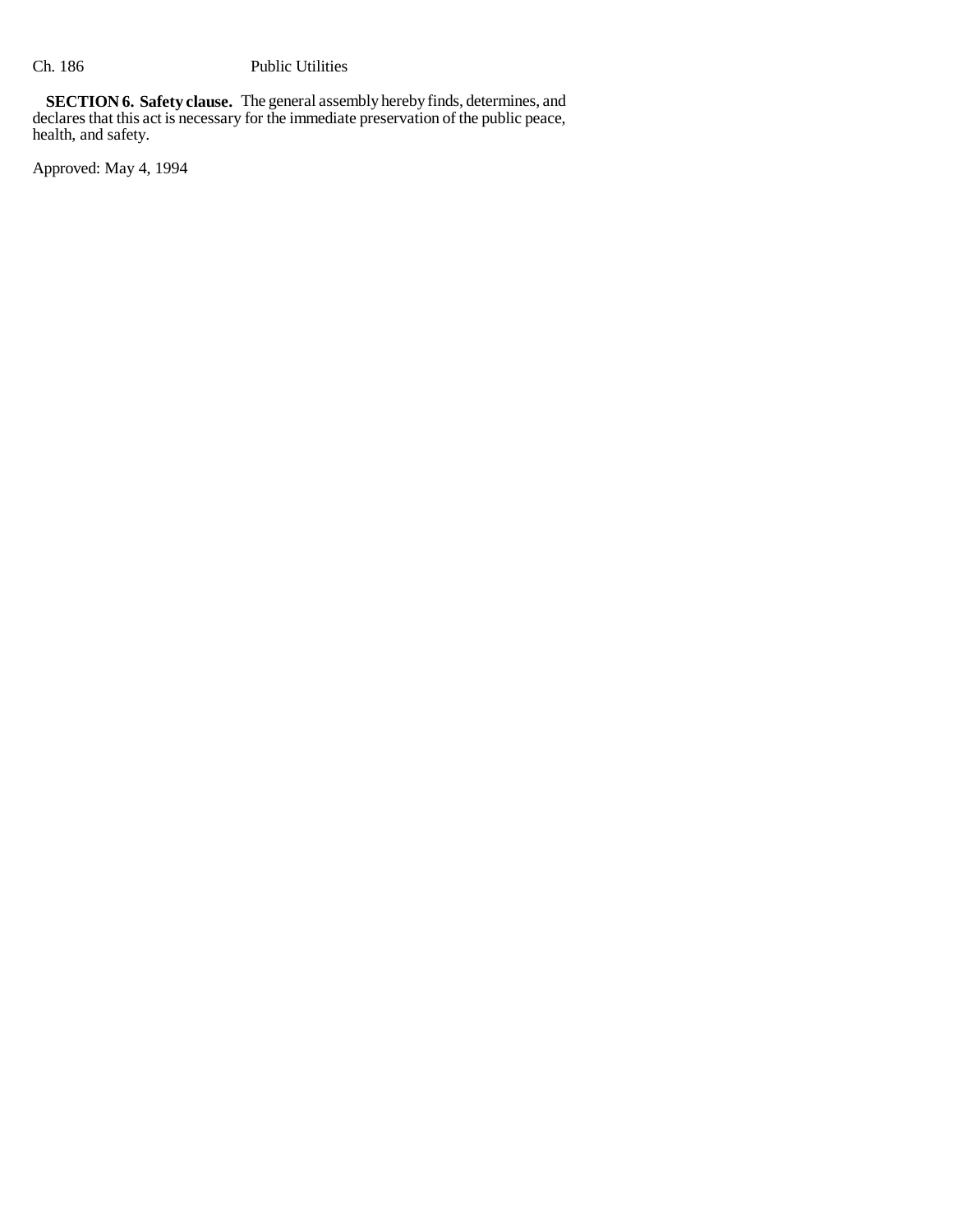**SECTION 6. Safety clause.** The general assembly hereby finds, determines, and declares that this act is necessary for the immediate preservation of the public peace, health, and safety.

Approved: May 4, 1994